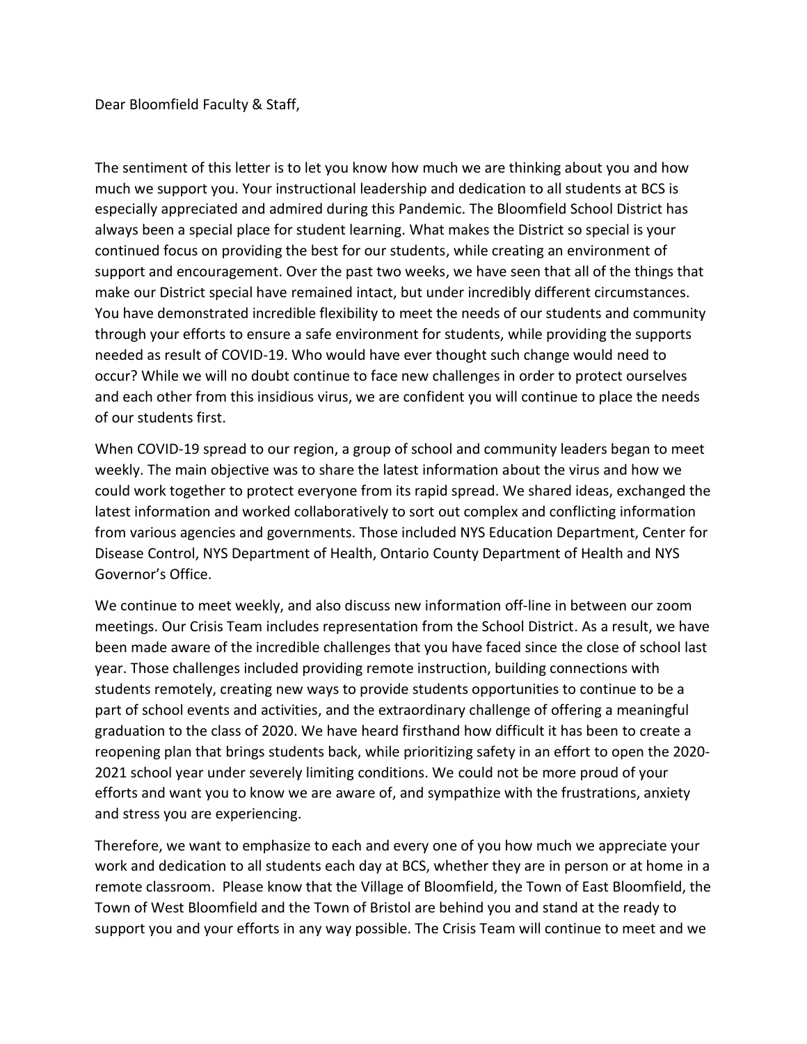Dear Bloomfield Faculty & Staff,

The sentiment of this letter is to let you know how much we are thinking about you and how much we support you. Your instructional leadership and dedication to all students at BCS is especially appreciated and admired during this Pandemic. The Bloomfield School District has always been a special place for student learning. What makes the District so special is your continued focus on providing the best for our students, while creating an environment of support and encouragement. Over the past two weeks, we have seen that all of the things that make our District special have remained intact, but under incredibly different circumstances. You have demonstrated incredible flexibility to meet the needs of our students and community through your efforts to ensure a safe environment for students, while providing the supports needed as result of COVID-19. Who would have ever thought such change would need to occur? While we will no doubt continue to face new challenges in order to protect ourselves and each other from this insidious virus, we are confident you will continue to place the needs of our students first.

When COVID-19 spread to our region, a group of school and community leaders began to meet weekly. The main objective was to share the latest information about the virus and how we could work together to protect everyone from its rapid spread. We shared ideas, exchanged the latest information and worked collaboratively to sort out complex and conflicting information from various agencies and governments. Those included NYS Education Department, Center for Disease Control, NYS Department of Health, Ontario County Department of Health and NYS Governor's Office.

We continue to meet weekly, and also discuss new information off-line in between our zoom meetings. Our Crisis Team includes representation from the School District. As a result, we have been made aware of the incredible challenges that you have faced since the close of school last year. Those challenges included providing remote instruction, building connections with students remotely, creating new ways to provide students opportunities to continue to be a part of school events and activities, and the extraordinary challenge of offering a meaningful graduation to the class of 2020. We have heard firsthand how difficult it has been to create a reopening plan that brings students back, while prioritizing safety in an effort to open the 2020-2021 school year under severely limiting conditions. We could not be more proud of your efforts and want you to know we are aware of, and sympathize with the frustrations, anxiety and stress you are experiencing.

Therefore, we want to emphasize to each and every one of you how much we appreciate your work and dedication to all students each day at BCS, whether they are in person or at home in a remote classroom. Please know that the Village of Bloomfield, the Town of East Bloomfield, the Town of West Bloomfield and the Town of Bristol are behind you and stand at the ready to support you and your efforts in any way possible. The Crisis Team will continue to meet and we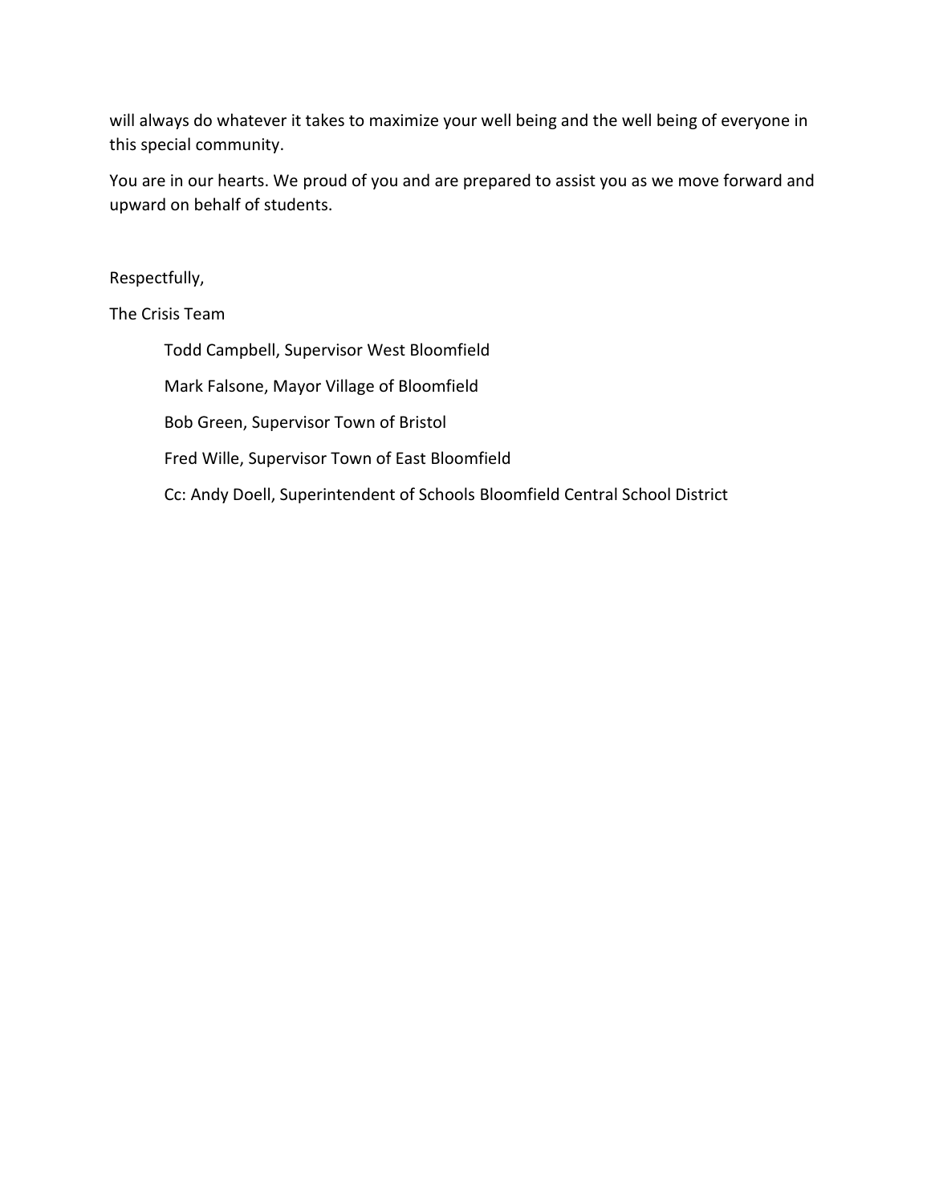will always do whatever it takes to maximize your well being and the well being of everyone in this special community.

You are in our hearts. We proud of you and are prepared to assist you as we move forward and upward on behalf of students.

Respectfully,

The Crisis Team

Todd Campbell, Supervisor West Bloomfield

Mark Falsone, Mayor Village of Bloomfield

Bob Green, Supervisor Town of Bristol

Fred Wille, Supervisor Town of East Bloomfield

Cc: Andy Doell, Superintendent of Schools Bloomfield Central School District